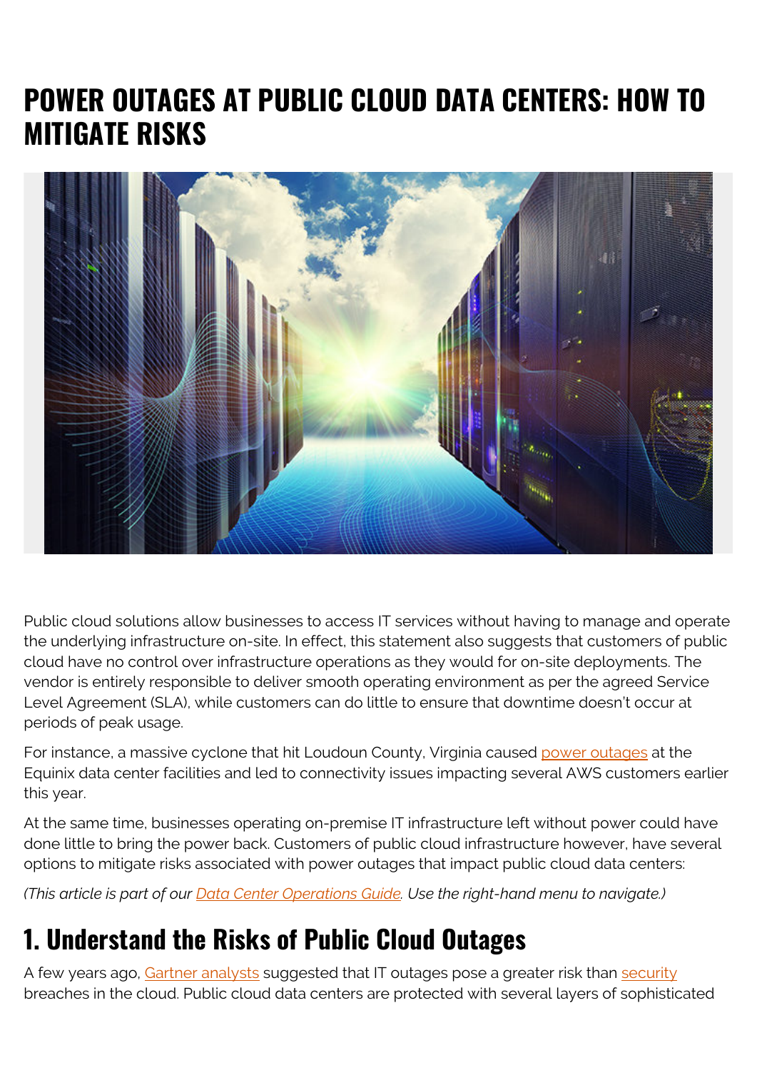# POWER OUTAGES AT PUBLIC CLOUD DATA CENTERS: HOW TO MITIGATE RISKS

Public cloud solutions allow businesses to access IT services without having to manage and operate the underlying infrastructure on-site. In effect, this statement also suggests that customers of public cloud have no control over infrastructure operations as they would for on-site deployments. The vendor is entirely responsible to deliver smooth operating environment as per the agreed Service Level Agreement (SLA), while customers can do little to ensure that downtime doesn't occur at periods of peak usage.

For instance, a massive cyclone that hit Loudoun County, Virginia caused power outages at the Equinix data center facilities and led to connectivity issues impacting several AWS customers earlier this year.

At the same time, businesses operating on-premise IT infrastructure left without power could have done little to bring the power back. Customers of public cloud infrastructure however, have several options to mitigate risks associated with power outages that impact public cloud data centers:

*(This article is part of our Data Center Operations Guide. Use the right-hand menu to navigate.)*

## 1. Understand the Risks of Public Cloud Outages

A few years ago, Gartner analysts suggested that IT outages pose a greater risk than security breaches in the cloud. Public cloud data centers are protected with several layers of sophisticated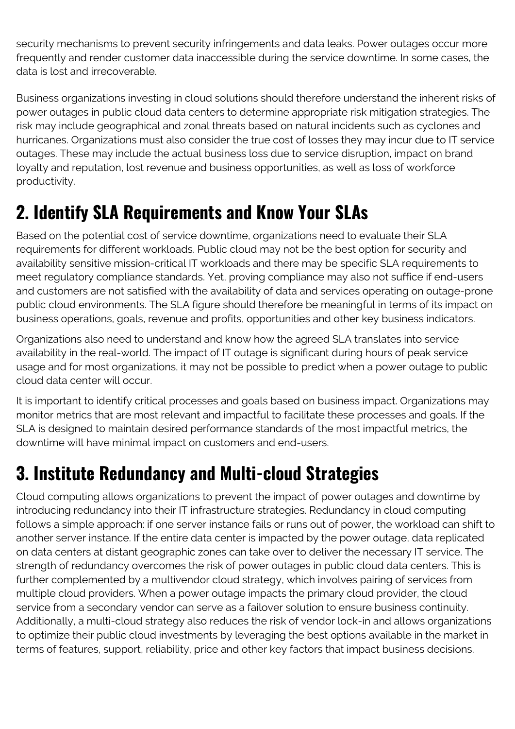security mechanisms to prevent security infringements and data leaks. Power outages occur more frequently and render customer data inaccessible during the service downtime. In some cases, the data is lost and irrecoverable.

Business organizations investing in cloud solutions should therefore understand the inherent risks of power outages in public cloud data centers to determine appropriate risk mitigation strategies. The risk may include geographical and zonal threats based on natural incidents such as cyclones and hurricanes. Organizations must also consider the true cost of losses they may incur due to IT service outages. These may include the actual business loss due to service disruption, impact on brand loyalty and reputation, lost revenue and business opportunities, as well as loss of workforce productivity.

## 2. Identify SLA Requirements and Know Your SLAs

Based on the potential cost of service downtime, organizations need to evaluate their SLA requirements for different workloads. Public cloud may not be the best option for security and availability sensitive mission-critical IT workloads and there may be specific SLA requirements to meet regulatory compliance standards. Yet, proving compliance may also not suffice if end-users and customers are not satisfied with the availability of data and services operating on outage-prone public cloud environments. The SLA figure should therefore be meaningful in terms of its impact on business operations, goals, revenue and profits, opportunities and other key business indicators.

Organizations also need to understand and know how the agreed SLA translates into service availability in the real-world. The impact of IT outage is significant during hours of peak service usage and for most organizations, it may not be possible to predict when a power outage to public cloud data center will occur.

It is important to identify critical processes and goals based on business impact. Organizations may monitor metrics that are most relevant and impactful to facilitate these processes and goals. If the SLA is designed to maintain desired performance standards of the most impactful metrics, the downtime will have minimal impact on customers and end-users.

## 3. Institute Redundancy and Multi-cloud Strategies

Cloud computing allows organizations to prevent the impact of power outages and downtime by introducing redundancy into their IT infrastructure strategies. Redundancy in cloud computing follows a simple approach: if one server instance fails or runs out of power, the workload can shift to another server instance. If the entire data center is impacted by the power outage, data replicated on data centers at distant geographic zones can take over to deliver the necessary IT service. The strength of redundancy overcomes the risk of power outages in public cloud data centers. This is further complemented by a multivendor cloud strategy, which involves pairing of services from multiple cloud providers. When a power outage impacts the primary cloud provider, the cloud service from a secondary vendor can serve as a failover solution to ensure business continuity. Additionally, a multi-cloud strategy also reduces the risk of vendor lock-in and allows organizations to optimize their public cloud investments by leveraging the best options available in the market in terms of features, support, reliability, price and other key factors that impact business decisions.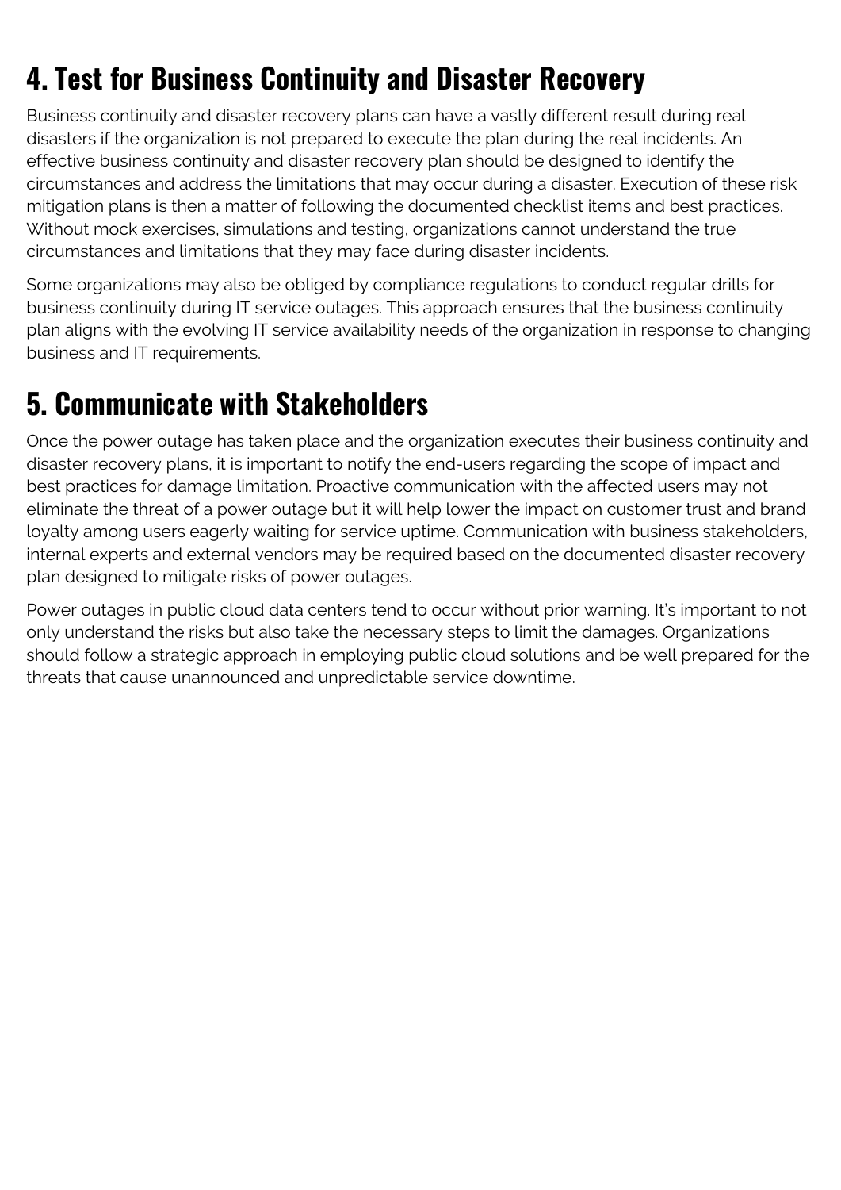## 4. Test for Business Continuity and Disaster Recovery

Business continuity and disaster recovery plans can have a vastly different result during real disasters if the organization is not prepared to execute the plan during the real incidents. An effective business continuity and disaster recovery plan should be designed to identify the circumstances and address the limitations that may occur during a disaster. Execution of these risk mitigation plans is then a matter of following the documented checklist items and best practices. Without mock exercises, simulations and testing, organizations cannot understand the true circumstances and limitations that they may face during disaster incidents.

Some organizations may also be obliged by compliance regulations to conduct regular drills for business continuity during IT service outages. This approach ensures that the business continuity plan aligns with the evolving IT service availability needs of the organization in response to changing business and IT requirements.

## 5. Communicate with Stakeholders

Once the power outage has taken place and the organization executes their business continuity and disaster recovery plans, it is important to notify the end-users regarding the scope of impact and best practices for damage limitation. Proactive communication with the affected users may not eliminate the threat of a power outage but it will help lower the impact on customer trust and brand loyalty among users eagerly waiting for service uptime. Communication with business stakeholders, internal experts and external vendors may be required based on the documented disaster recovery plan designed to mitigate risks of power outages.

Power outages in public cloud data centers tend to occur without prior warning. It's important to not only understand the risks but also take the necessary steps to limit the damages. Organizations should follow a strategic approach in employing public cloud solutions and be well prepared for the threats that cause unannounced and unpredictable service downtime.